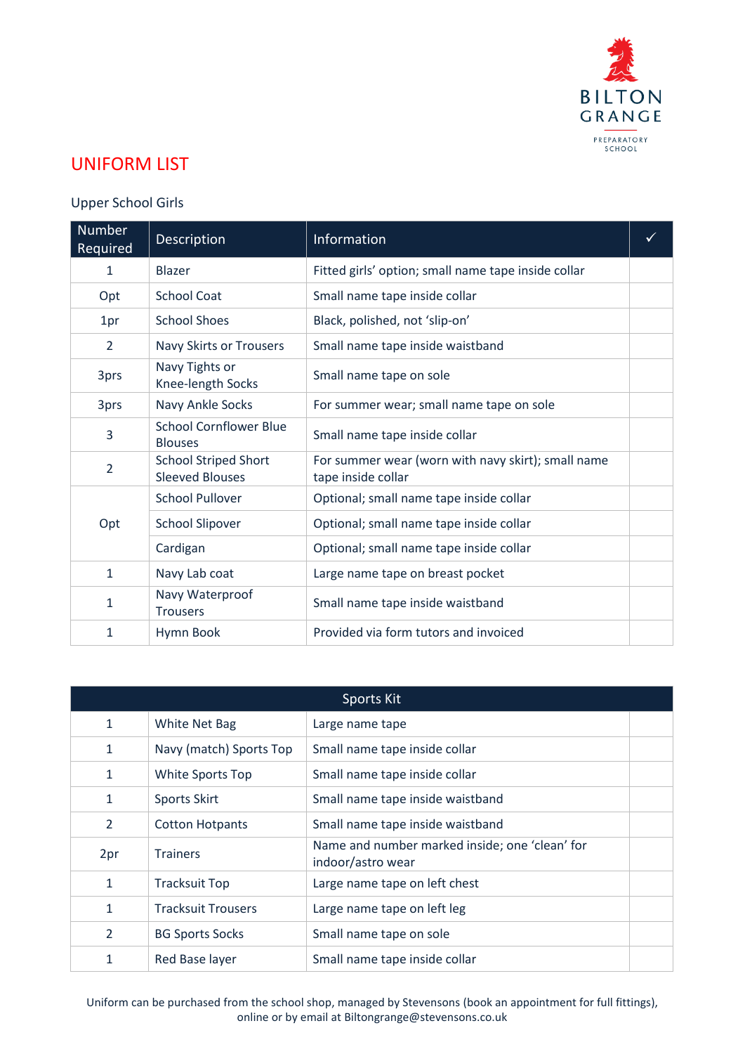BILTON GRANGE

PREPARATORY SCHOOL

# UNIFORM LIST

Upper School Girls

| Number Required | Description | Information | ✓ |
|---|---|---|---|
| 1 | Blazer | Fitted girls' option; small name tape inside collar | |
| Opt | School Coat | Small name tape inside collar | |
| 1pr | School Shoes | Black, polished, not 'slip-on' | |
| 2 | Navy Skirts or Trousers | Small name tape inside waistband | |
| 3prs | Navy Tights or Knee-length Socks | Small name tape on sole | |
| 3prs | Navy Ankle Socks | For summer wear; small name tape on sole | |
| 3 | School Cornflower Blue Blouses | Small name tape inside collar | |
| 2 | School Striped Short Sleeved Blouses | For summer wear (worn with navy skirt); small name tape inside collar | |
| Opt | School Pullover | Optional; small name tape inside collar | |
| | School Slipover | Optional; small name tape inside collar | |
| | Cardigan | Optional; small name tape inside collar | |
| 1 | Navy Lab coat | Large name tape on breast pocket | |
| 1 | Navy Waterproof Trousers | Small name tape inside waistband | |
| 1 | Hymn Book | Provided via form tutors and invoiced | |

| Sports Kit | | | |
|---|---|---|---|
| 1 | White Net Bag | Large name tape | |
| 1 | Navy (match) Sports Top | Small name tape inside collar | |
| 1 | White Sports Top | Small name tape inside collar | |
| 1 | Sports Skirt | Small name tape inside waistband | |
| 2 | Cotton Hotpants | Small name tape inside waistband | |
| 2pr | Trainers | Name and number marked inside; one 'clean' for indoor/astro wear | |
| 1 | Tracksuit Top | Large name tape on left chest | |
| 1 | Tracksuit Trousers | Large name tape on left leg | |
| 2 | BG Sports Socks | Small name tape on sole | |
| 1 | Red Base layer | Small name tape inside collar | |

Uniform can be purchased from the school shop, managed by Stevensons (book an appointment for full fittings), online or by email at Biltongrange@stevensons.co.uk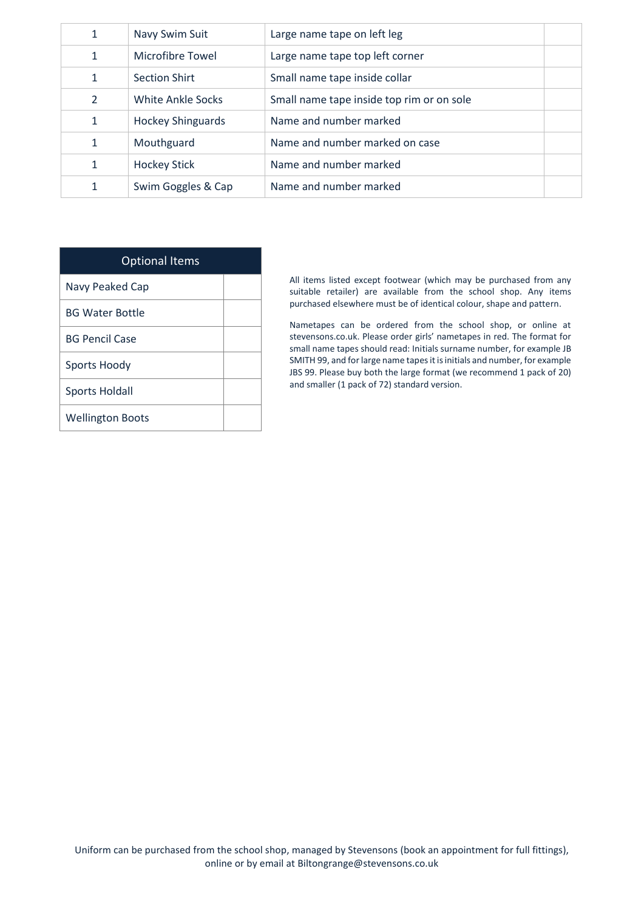| | | | |
|---|---|---|---|
| 1 | Navy Swim Suit | Large name tape on left leg | |
| 1 | Microfibre Towel | Large name tape top left corner | |
| 1 | Section Shirt | Small name tape inside collar | |
| 2 | White Ankle Socks | Small name tape inside top rim or on sole | |
| 1 | Hockey Shinguards | Name and number marked | |
| 1 | Mouthguard | Name and number marked on case | |
| 1 | Hockey Stick | Name and number marked | |
| 1 | Swim Goggles & Cap | Name and number marked | |

| Optional Items | |
|---|---|
| Navy Peaked Cap | |
| BG Water Bottle | |
| BG Pencil Case | |
| Sports Hoody | |
| Sports Holdall | |
| Wellington Boots | |

All items listed except footwear (which may be purchased from any suitable retailer) are available from the school shop. Any items purchased elsewhere must be of identical colour, shape and pattern.

Nametapes can be ordered from the school shop, or online at stevensons.co.uk. Please order girls' nametapes in red. The format for small name tapes should read: Initials surname number, for example JB SMITH 99, and for large name tapes it is initials and number, for example JBS 99. Please buy both the large format (we recommend 1 pack of 20) and smaller (1 pack of 72) standard version.

Uniform can be purchased from the school shop, managed by Stevensons (book an appointment for full fittings), online or by email at Biltongrange@stevensons.co.uk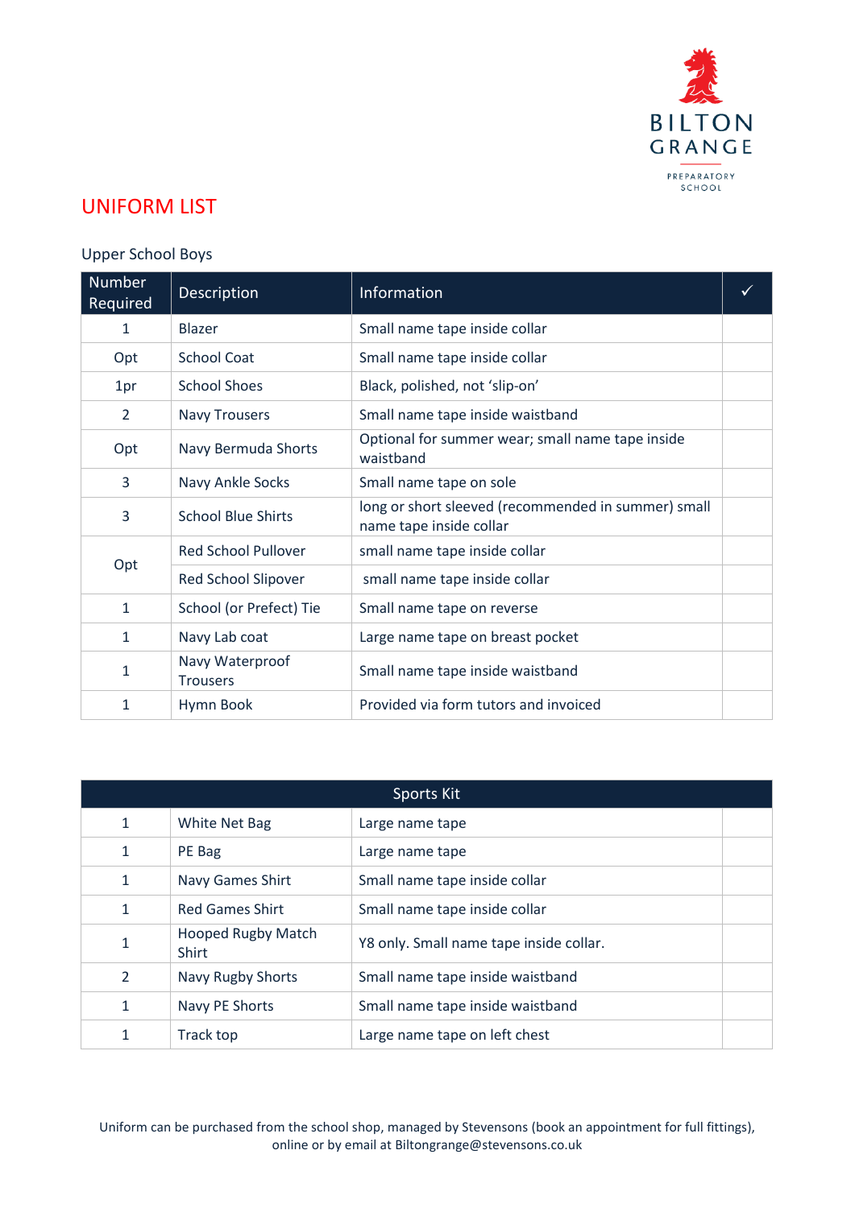BILTON GRANGE

PREPARATORY SCHOOL

# UNIFORM LIST

## Upper School Boys

| Number Required | Description | Information | ✓ |
|---|---|---|---|
| 1 | Blazer | Small name tape inside collar | |
| Opt | School Coat | Small name tape inside collar | |
| 1pr | School Shoes | Black, polished, not 'slip-on' | |
| 2 | Navy Trousers | Small name tape inside waistband | |
| Opt | Navy Bermuda Shorts | Optional for summer wear; small name tape inside waistband | |
| 3 | Navy Ankle Socks | Small name tape on sole | |
| 3 | School Blue Shirts | long or short sleeved (recommended in summer) small name tape inside collar | |
| Opt | Red School Pullover | small name tape inside collar | |
| | Red School Slipover | small name tape inside collar | |
| 1 | School (or Prefect) Tie | Small name tape on reverse | |
| 1 | Navy Lab coat | Large name tape on breast pocket | |
| 1 | Navy Waterproof Trousers | Small name tape inside waistband | |
| 1 | Hymn Book | Provided via form tutors and invoiced | |

| Sports Kit | | | |
|---|---|---|---|
| 1 | White Net Bag | Large name tape | |
| 1 | PE Bag | Large name tape | |
| 1 | Navy Games Shirt | Small name tape inside collar | |
| 1 | Red Games Shirt | Small name tape inside collar | |
| 1 | Hooped Rugby Match Shirt | Y8 only. Small name tape inside collar. | |
| 2 | Navy Rugby Shorts | Small name tape inside waistband | |
| 1 | Navy PE Shorts | Small name tape inside waistband | |
| 1 | Track top | Large name tape on left chest | |

Uniform can be purchased from the school shop, managed by Stevensons (book an appointment for full fittings), online or by email at Biltongrange@stevensons.co.uk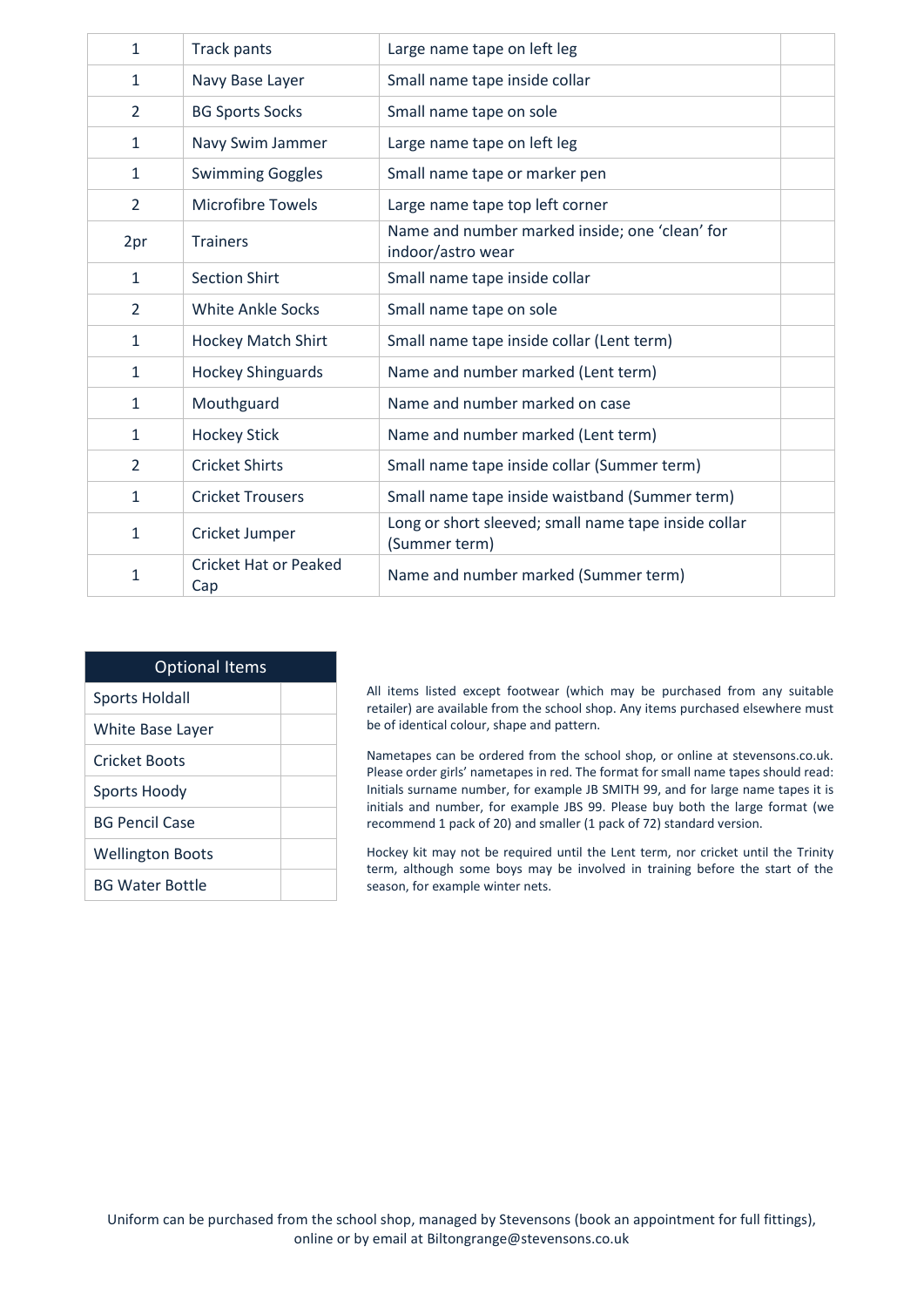| | | | |
|---|---|---|---|
| 1 | Track pants | Large name tape on left leg | |
| 1 | Navy Base Layer | Small name tape inside collar | |
| 2 | BG Sports Socks | Small name tape on sole | |
| 1 | Navy Swim Jammer | Large name tape on left leg | |
| 1 | Swimming Goggles | Small name tape or marker pen | |
| 2 | Microfibre Towels | Large name tape top left corner | |
| 2pr | Trainers | Name and number marked inside; one 'clean' for indoor/astro wear | |
| 1 | Section Shirt | Small name tape inside collar | |
| 2 | White Ankle Socks | Small name tape on sole | |
| 1 | Hockey Match Shirt | Small name tape inside collar (Lent term) | |
| 1 | Hockey Shinguards | Name and number marked (Lent term) | |
| 1 | Mouthguard | Name and number marked on case | |
| 1 | Hockey Stick | Name and number marked (Lent term) | |
| 2 | Cricket Shirts | Small name tape inside collar (Summer term) | |
| 1 | Cricket Trousers | Small name tape inside waistband (Summer term) | |
| 1 | Cricket Jumper | Long or short sleeved; small name tape inside collar (Summer term) | |
| 1 | Cricket Hat or Peaked Cap | Name and number marked (Summer term) | |

| Optional Items | |
|---|---|
| Sports Holdall | |
| White Base Layer | |
| Cricket Boots | |
| Sports Hoody | |
| BG Pencil Case | |
| Wellington Boots | |
| BG Water Bottle | |

All items listed except footwear (which may be purchased from any suitable retailer) are available from the school shop. Any items purchased elsewhere must be of identical colour, shape and pattern.

Nametapes can be ordered from the school shop, or online at stevensons.co.uk. Please order girls' nametapes in red. The format for small name tapes should read: Initials surname number, for example JB SMITH 99, and for large name tapes it is initials and number, for example JBS 99. Please buy both the large format (we recommend 1 pack of 20) and smaller (1 pack of 72) standard version.

Hockey kit may not be required until the Lent term, nor cricket until the Trinity term, although some boys may be involved in training before the start of the season, for example winter nets.

Uniform can be purchased from the school shop, managed by Stevensons (book an appointment for full fittings), online or by email at Biltongrange@stevensons.co.uk